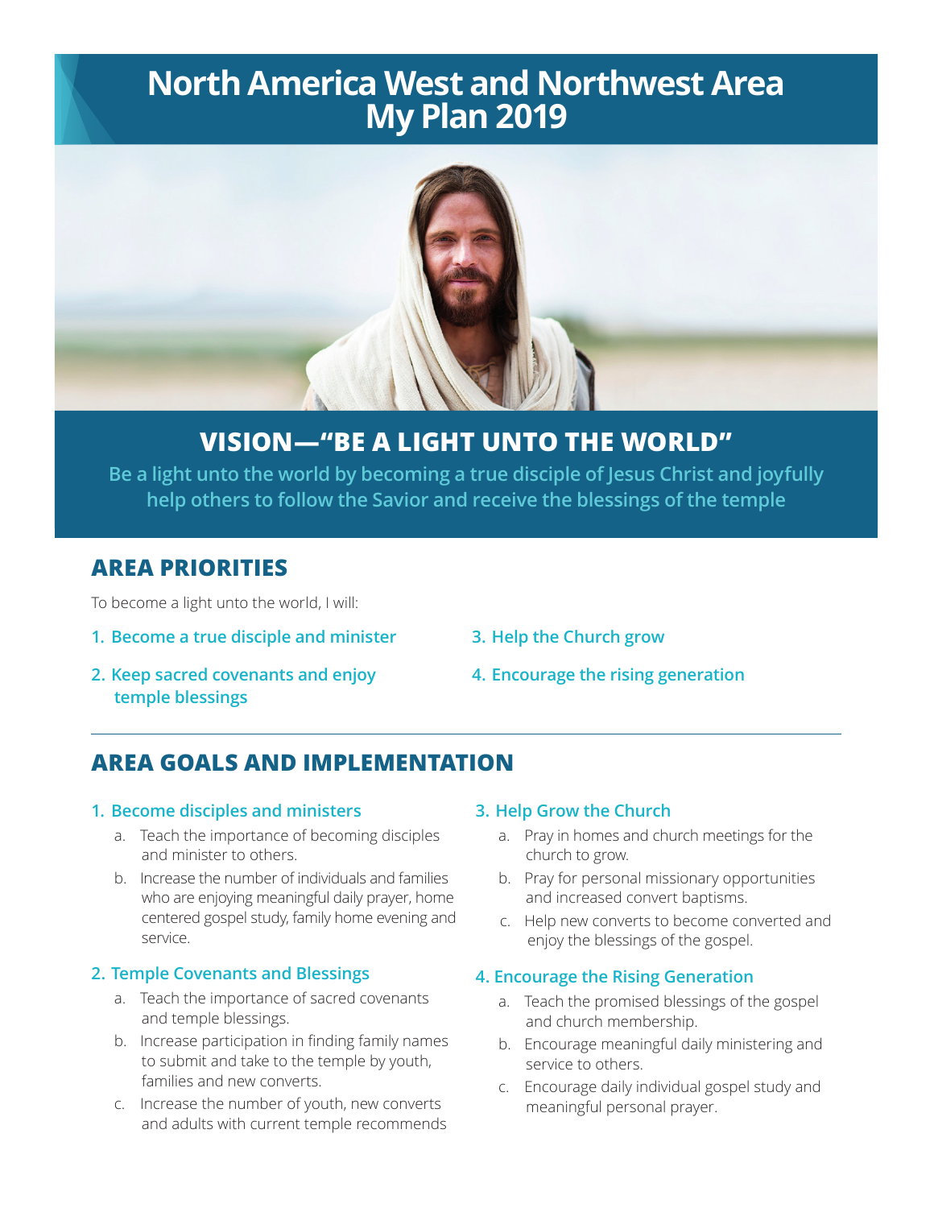# North America West and Northwest Area My Plan 2019

## VISION—"BE A LIGHT UNTO THE WORLD"

Be a light unto the world by becoming a true disciple of Jesus Christ and joyfully help others to follow the Savior and receive the blessings of the temple

## AREA PRIORITIES

To become a light unto the world, I will:

1. Become a true disciple and minister
2. Keep sacred covenants and enjoy temple blessings
3. Help the Church grow
4. Encourage the rising generation

## AREA GOALS AND IMPLEMENTATION

### 1. Become disciples and ministers

a. Teach the importance of becoming disciples and minister to others.

b. Increase the number of individuals and families who are enjoying meaningful daily prayer, home centered gospel study, family home evening and service.

### 2. Temple Covenants and Blessings

a. Teach the importance of sacred covenants and temple blessings.

b. Increase participation in finding family names to submit and take to the temple by youth, families and new converts.

c. Increase the number of youth, new converts and adults with current temple recommends

### 3. Help Grow the Church

a. Pray in homes and church meetings for the church to grow.

b. Pray for personal missionary opportunities and increased convert baptisms.

c. Help new converts to become converted and enjoy the blessings of the gospel.

### 4. Encourage the Rising Generation

a. Teach the promised blessings of the gospel and church membership.

b. Encourage meaningful daily ministering and service to others.

c. Encourage daily individual gospel study and meaningful personal prayer.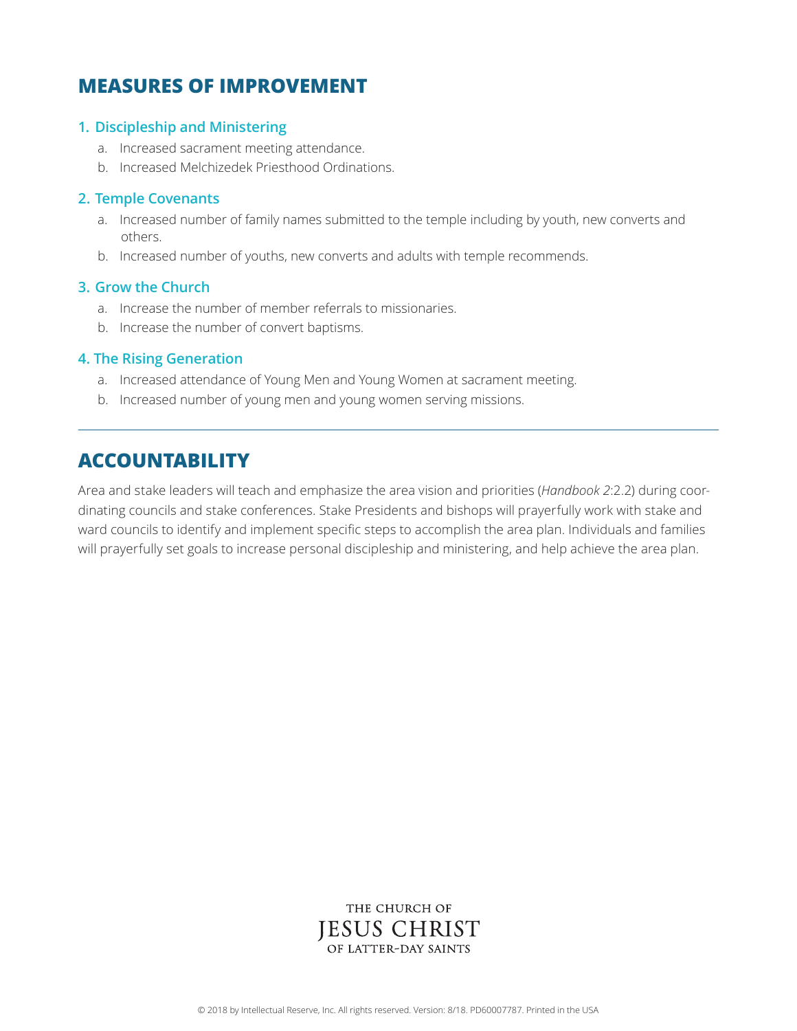## MEASURES OF IMPROVEMENT

### 1. Discipleship and Ministering

a. Increased sacrament meeting attendance.
b. Increased Melchizedek Priesthood Ordinations.

### 2. Temple Covenants

a. Increased number of family names submitted to the temple including by youth, new converts and others.
b. Increased number of youths, new converts and adults with temple recommends.

### 3. Grow the Church

a. Increase the number of member referrals to missionaries.
b. Increase the number of convert baptisms.

### 4. The Rising Generation

a. Increased attendance of Young Men and Young Women at sacrament meeting.
b. Increased number of young men and young women serving missions.

---

## ACCOUNTABILITY

Area and stake leaders will teach and emphasize the area vision and priorities (*Handbook 2*:2.2) during coordinating councils and stake conferences. Stake Presidents and bishops will prayerfully work with stake and ward councils to identify and implement specific steps to accomplish the area plan. Individuals and families will prayerfully set goals to increase personal discipleship and ministering, and help achieve the area plan.

THE CHURCH OF
JESUS CHRIST
OF LATTER-DAY SAINTS

© 2018 by Intellectual Reserve, Inc. All rights reserved. Version: 8/18. PD60007787. Printed in the USA